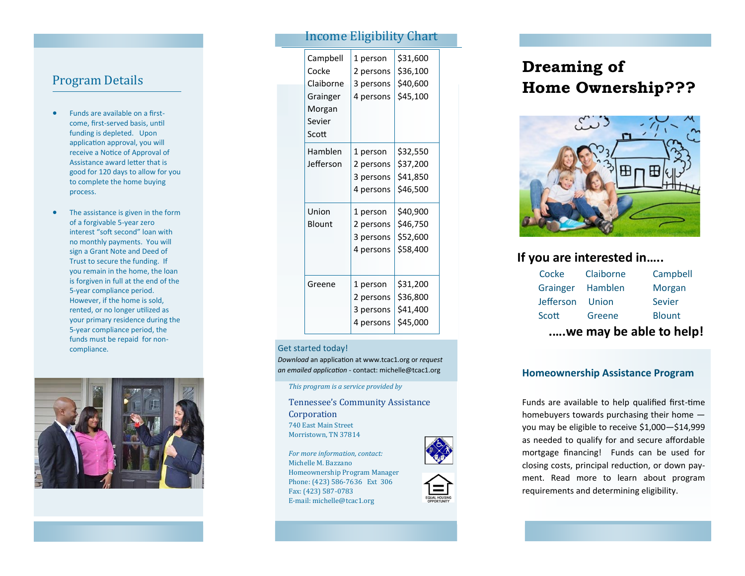## Program Details

- Funds are available on a first-come, first-served basis, until funding is depleted. Upon application approval, you will receive a Notice of Approval of Assistance award letter that is good for 120 days to allow for you to complete the home buying process.
- The assistance is given in the form of a forgivable 5-year zero interest "soft second" loan with no monthly payments. You will sign a Grant Note and Deed of Trust to secure the funding. If you remain in the home, the loan is forgiven in full at the end of the 5-year compliance period. However, if the home is sold, rented, or no longer utilized as your primary residence during the 5-year compliance period, the funds must be repaid for non-compliance.

## Income Eligibility Chart

| Counties | Household Size | Income Limit |
|---|---|---|
| Campbell, Cocke, Claiborne, Grainger, Morgan, Sevier, Scott | 1 person | $31,600 |
| | 2 persons | $36,100 |
| | 3 persons | $40,600 |
| | 4 persons | $45,100 |
| Hamblen, Jefferson | 1 person | $32,550 |
| | 2 persons | $37,200 |
| | 3 persons | $41,850 |
| | 4 persons | $46,500 |
| Union, Blount | 1 person | $40,900 |
| | 2 persons | $46,750 |
| | 3 persons | $52,600 |
| | 4 persons | $58,400 |
| Greene | 1 person | $31,200 |
| | 2 persons | $36,800 |
| | 3 persons | $41,400 |
| | 4 persons | $45,000 |

Get started today!

*Download* an application at www.tcac1.org or *request an emailed application* - contact: michelle@tcac1.org

*This program is a service provided by*

Tennessee's Community Assistance Corporation
740 East Main Street
Morristown, TN 37814

*For more information, contact:*
Michelle M. Bazzano
Homeownership Program Manager
Phone: (423) 586-7636 Ext 306
Fax: (423) 587-0783
E-mail: michelle@tcac1.org

EQUAL HOUSING OPPORTUNITY

# Dreaming of Home Ownership???

**If you are interested in…..**

| | | |
|---|---|---|
| Cocke | Claiborne | Campbell |
| Grainger | Hamblen | Morgan |
| Jefferson | Union | Sevier |
| Scott | Greene | Blount |

**…..we may be able to help!**

### Homeownership Assistance Program

Funds are available to help qualified first-time homebuyers towards purchasing their home — you may be eligible to receive $1,000—$14,999 as needed to qualify for and secure affordable mortgage financing! Funds can be used for closing costs, principal reduction, or down payment. Read more to learn about program requirements and determining eligibility.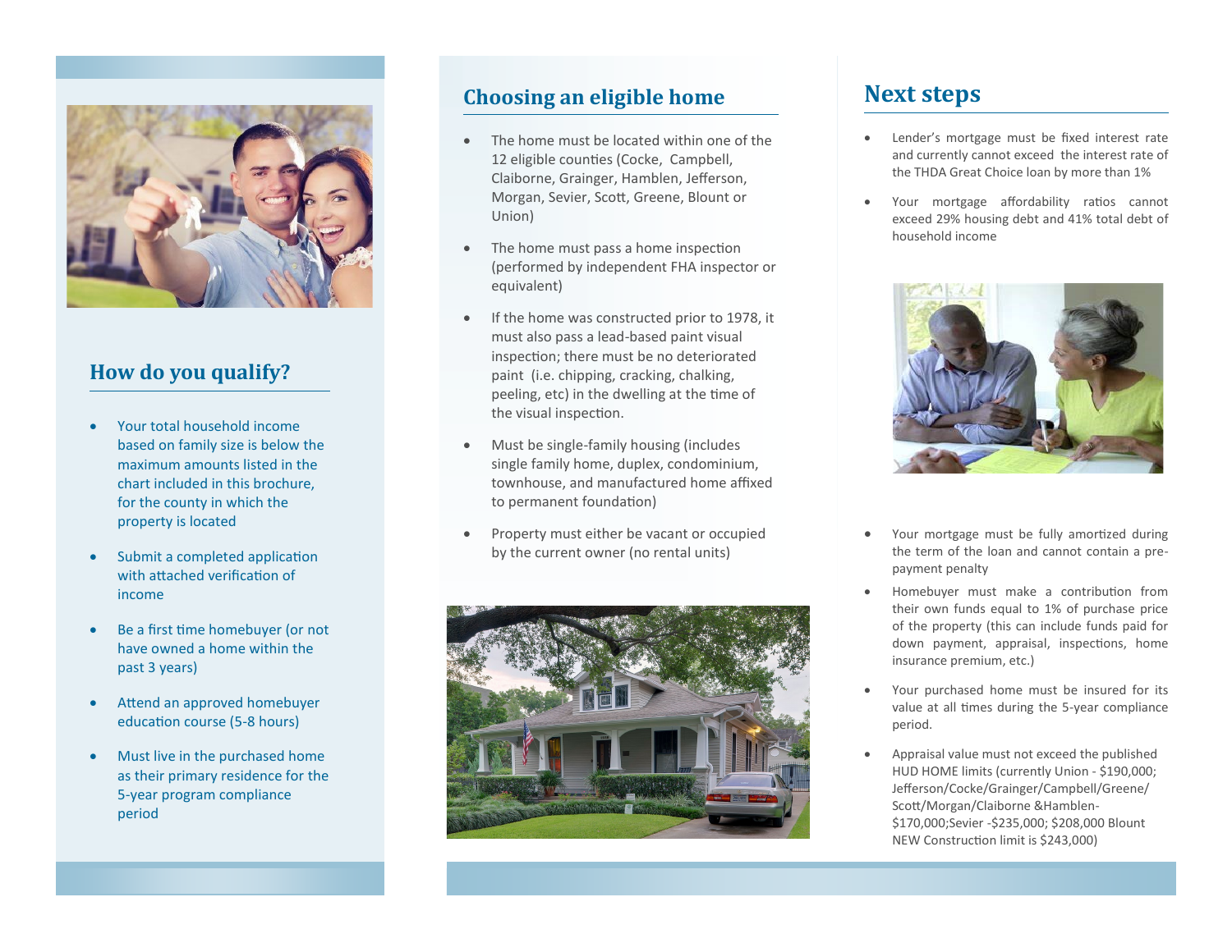## How do you qualify?

- Your total household income based on family size is below the maximum amounts listed in the chart included in this brochure, for the county in which the property is located
- Submit a completed application with attached verification of income
- Be a first time homebuyer (or not have owned a home within the past 3 years)
- Attend an approved homebuyer education course (5-8 hours)
- Must live in the purchased home as their primary residence for the 5-year program compliance period

## Choosing an eligible home

- The home must be located within one of the 12 eligible counties (Cocke, Campbell, Claiborne, Grainger, Hamblen, Jefferson, Morgan, Sevier, Scott, Greene, Blount or Union)
- The home must pass a home inspection (performed by independent FHA inspector or equivalent)
- If the home was constructed prior to 1978, it must also pass a lead-based paint visual inspection; there must be no deteriorated paint (i.e. chipping, cracking, chalking, peeling, etc) in the dwelling at the time of the visual inspection.
- Must be single-family housing (includes single family home, duplex, condominium, townhouse, and manufactured home affixed to permanent foundation)
- Property must either be vacant or occupied by the current owner (no rental units)

## Next steps

- Lender's mortgage must be fixed interest rate and currently cannot exceed the interest rate of the THDA Great Choice loan by more than 1%
- Your mortgage affordability ratios cannot exceed 29% housing debt and 41% total debt of household income
- Your mortgage must be fully amortized during the term of the loan and cannot contain a pre-payment penalty
- Homebuyer must make a contribution from their own funds equal to 1% of purchase price of the property (this can include funds paid for down payment, appraisal, inspections, home insurance premium, etc.)
- Your purchased home must be insured for its value at all times during the 5-year compliance period.
- Appraisal value must not exceed the published HUD HOME limits (currently Union - $190,000; Jefferson/Cocke/Grainger/Campbell/Greene/Scott/Morgan/Claiborne &Hamblen-$170,000;Sevier -$235,000; $208,000 Blount NEW Construction limit is $243,000)